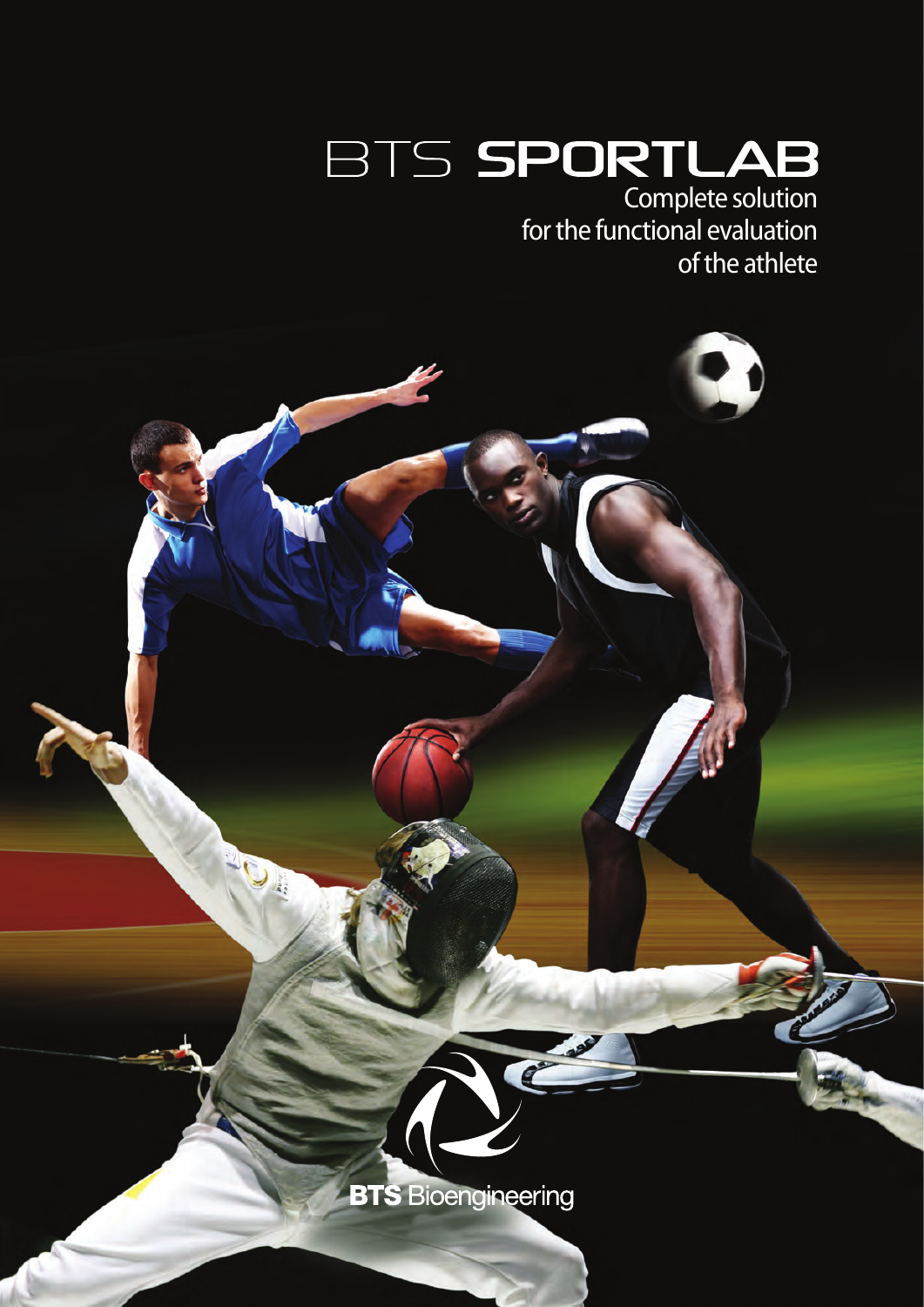# BTS SPORTLAB

Complete solution
for the functional evaluation
of the athlete

**BTS** Bioengineering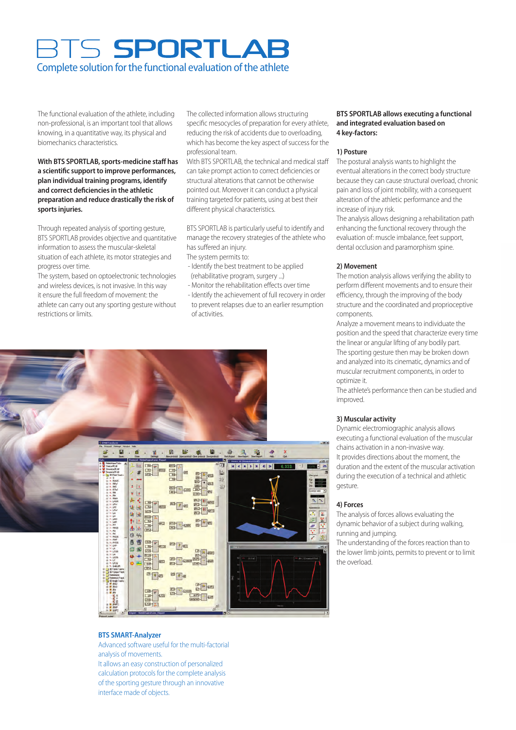# BTS SPORTLAB

## Complete solution for the functional evaluation of the athlete

The functional evaluation of the athlete, including non-professional, is an important tool that allows knowing, in a quantitative way, its physical and biomechanics characteristics.

**With BTS SPORTLAB, sports-medicine staff has a scientific support to improve performances, plan individual training programs, identify and correct deficiencies in the athletic preparation and reduce drastically the risk of sports injuries.**

Through repeated analysis of sporting gesture, BTS SPORTLAB provides objective and quantitative information to assess the muscular-skeletal situation of each athlete, its motor strategies and progress over time.
The system, based on optoelectronic technologies and wireless devices, is not invasive. In this way it ensure the full freedom of movement: the athlete can carry out any sporting gesture without restrictions or limits.

The collected information allows structuring specific mesocycles of preparation for every athlete, reducing the risk of accidents due to overloading, which has become the key aspect of success for the professional team.
With BTS SPORTLAB, the technical and medical staff can take prompt action to correct deficiencies or structural alterations that cannot be otherwise pointed out. Moreover it can conduct a physical training targeted for patients, using at best their different physical characteristics.

BTS SPORTLAB is particularly useful to identify and manage the recovery strategies of the athlete who has suffered an injury.
The system permits to:
- Identify the best treatment to be applied (rehabilitative program, surgery ...)
- Monitor the rehabilitation effects over time
- Identify the achievement of full recovery in order to prevent relapses due to an earlier resumption of activities.

**BTS SPORTLAB allows executing a functional and integrated evaluation based on 4 key-factors:**

**1) Posture**

The postural analysis wants to highlight the eventual alterations in the correct body structure because they can cause structural overload, chronic pain and loss of joint mobility, with a consequent alteration of the athletic performance and the increase of injury risk.
The analysis allows designing a rehabilitation path enhancing the functional recovery through the evaluation of: muscle imbalance, feet support, dental occlusion and paramorphism spine.

**2) Movement**

The motion analysis allows verifying the ability to perform different movements and to ensure their efficiency, through the improving of the body structure and the coordinated and proprioceptive components.
Analyze a movement means to individuate the position and the speed that characterize every time the linear or angular lifting of any bodily part.
The sporting gesture then may be broken down and analyzed into its cinematic, dynamics and of muscular recruitment components, in order to optimize it.
The athlete's performance then can be studied and improved.

**3) Muscular activity**

Dynamic electromiographic analysis allows executing a functional evaluation of the muscular chains activation in a non-invasive way.
It provides directions about the moment, the duration and the extent of the muscular activation during the execution of a technical and athletic gesture.

**4) Forces**

The analysis of forces allows evaluating the dynamic behavior of a subject during walking, running and jumping.
The understanding of the forces reaction than to the lower limb joints, permits to prevent or to limit the overload.

**BTS SMART-Analyzer**

Advanced software useful for the multi-factorial analysis of movements.
It allows an easy construction of personalized calculation protocols for the complete analysis of the sporting gesture through an innovative interface made of objects.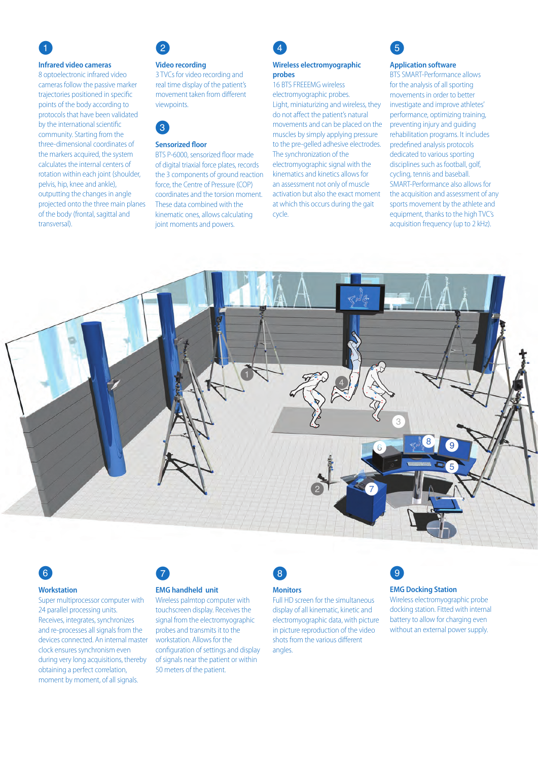## 1 Infrared video cameras

8 optoelectronic infrared video cameras follow the passive marker trajectories positioned in specific points of the body according to protocols that have been validated by the international scientific community. Starting from the three-dimensional coordinates of the markers acquired, the system calculates the internal centers of rotation within each joint (shoulder, pelvis, hip, knee and ankle), outputting the changes in angle projected onto the three main planes of the body (frontal, sagittal and transversal).

## 2 Video recording

3 TVCs for video recording and real time display of the patient's movement taken from different viewpoints.

## 3 Sensorized floor

BTS P-6000, sensorized floor made of digital triaxial force plates, records the 3 components of ground reaction force, the Centre of Pressure (COP) coordinates and the torsion moment. These data combined with the kinematic ones, allows calculating joint moments and powers.

## 4 Wireless electromyographic probes

16 BTS FREEEMG wireless electromyographic probes. Light, miniaturizing and wireless, they do not affect the patient's natural movements and can be placed on the muscles by simply applying pressure to the pre-gelled adhesive electrodes. The synchronization of the electromyographic signal with the kinematics and kinetics allows for an assessment not only of muscle activation but also the exact moment at which this occurs during the gait cycle.

## 5 Application software

BTS SMART-Performance allows for the analysis of all sporting movements in order to better investigate and improve athletes' performance, optimizing training, preventing injury and guiding rehabilitation programs. It includes predefined analysis protocols dedicated to various sporting disciplines such as football, golf, cycling, tennis and baseball. SMART-Performance also allows for the acquisition and assessment of any sports movement by the athlete and equipment, thanks to the high TVC's acquisition frequency (up to 2 kHz).

## 6 Workstation

Super multiprocessor computer with 24 parallel processing units. Receives, integrates, synchronizes and re-processes all signals from the devices connected. An internal master clock ensures synchronism even during very long acquisitions, thereby obtaining a perfect correlation, moment by moment, of all signals.

## 7 EMG handheld unit

Wireless palmtop computer with touchscreen display. Receives the signal from the electromyographic probes and transmits it to the workstation. Allows for the configuration of settings and display of signals near the patient or within 50 meters of the patient.

## 8 Monitors

Full HD screen for the simultaneous display of all kinematic, kinetic and electromyographic data, with picture in picture reproduction of the video shots from the various different angles.

## 9 EMG Docking Station

Wireless electromyographic probe docking station. Fitted with internal battery to allow for charging even without an external power supply.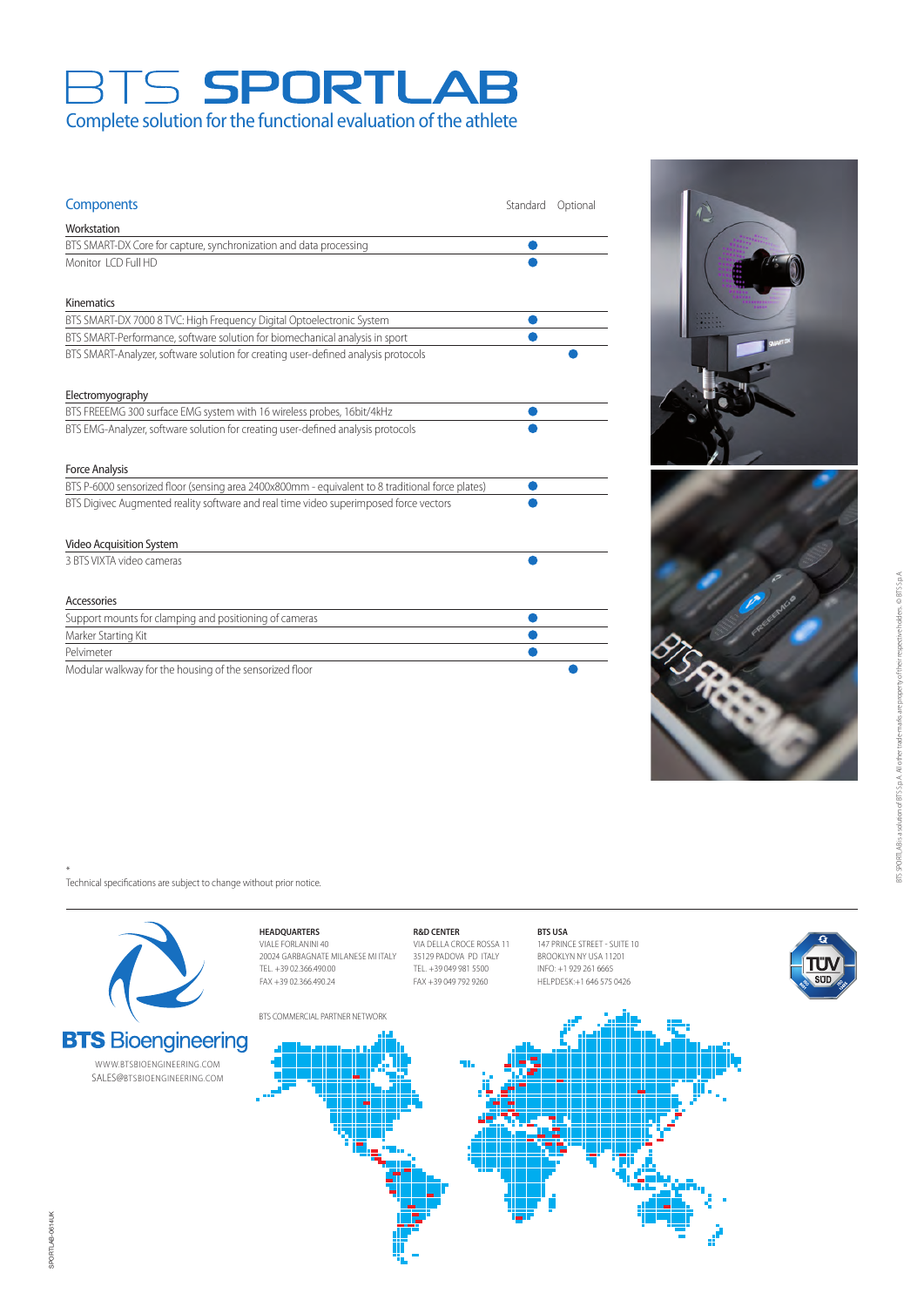# BTS SPORTLAB

Complete solution for the functional evaluation of the athlete

## Components

| Components | Standard | Optional |
|---|---|---|
| **Workstation** | | |
| BTS SMART-DX Core for capture, synchronization and data processing | ● | |
| Monitor LCD Full HD | ● | |
| **Kinematics** | | |
| BTS SMART-DX 7000 8 TVC: High Frequency Digital Optoelectronic System | ● | |
| BTS SMART-Performance, software solution for biomechanical analysis in sport | ● | |
| BTS SMART-Analyzer, software solution for creating user-defined analysis protocols | | ● |
| **Electromyography** | | |
| BTS FREEEMG 300 surface EMG system with 16 wireless probes, 16bit/4kHz | ● | |
| BTS EMG-Analyzer, software solution for creating user-defined analysis protocols | ● | |
| **Force Analysis** | | |
| BTS P-6000 sensorized floor (sensing area 2400x800mm - equivalent to 8 traditional force plates) | ● | |
| BTS Digivec Augmented reality software and real time video superimposed force vectors | ● | |
| **Video Acquisition System** | | |
| 3 BTS VIXTA video cameras | ● | |
| **Accessories** | | |
| Support mounts for clamping and positioning of cameras | ● | |
| Marker Starting Kit | ● | |
| Pelvimeter | ● | |
| Modular walkway for the housing of the sensorized floor | | ● |

*
Technical specifications are subject to change without prior notice.

BTS SPORTLAB is a solution of BTS S.p.A. All other trade-marks are property of their respective holders. © BTS S.p.A.

**BTS Bioengineering**

WWW.BTSBIOENGINEERING.COM
SALES@BTSBIOENGINEERING.COM

**HEADQUARTERS**
VIALE FORLANINI 40
20024 GARBAGNATE MILANESE MI ITALY
TEL. +39 02.366.490.00
FAX +39 02.366.490.24

**R&D CENTER**
VIA DELLA CROCE ROSSA 11
35129 PADOVA PD ITALY
TEL. +39 049 981 5500
FAX +39 049 792 9260

**BTS USA**
147 PRINCE STREET - SUITE 10
BROOKLYN NY USA 11201
INFO: +1 929 261 6665
HELPDESK:+1 646 575 0426

BTS COMMERCIAL PARTNER NETWORK

SPORTLAB-0614UK